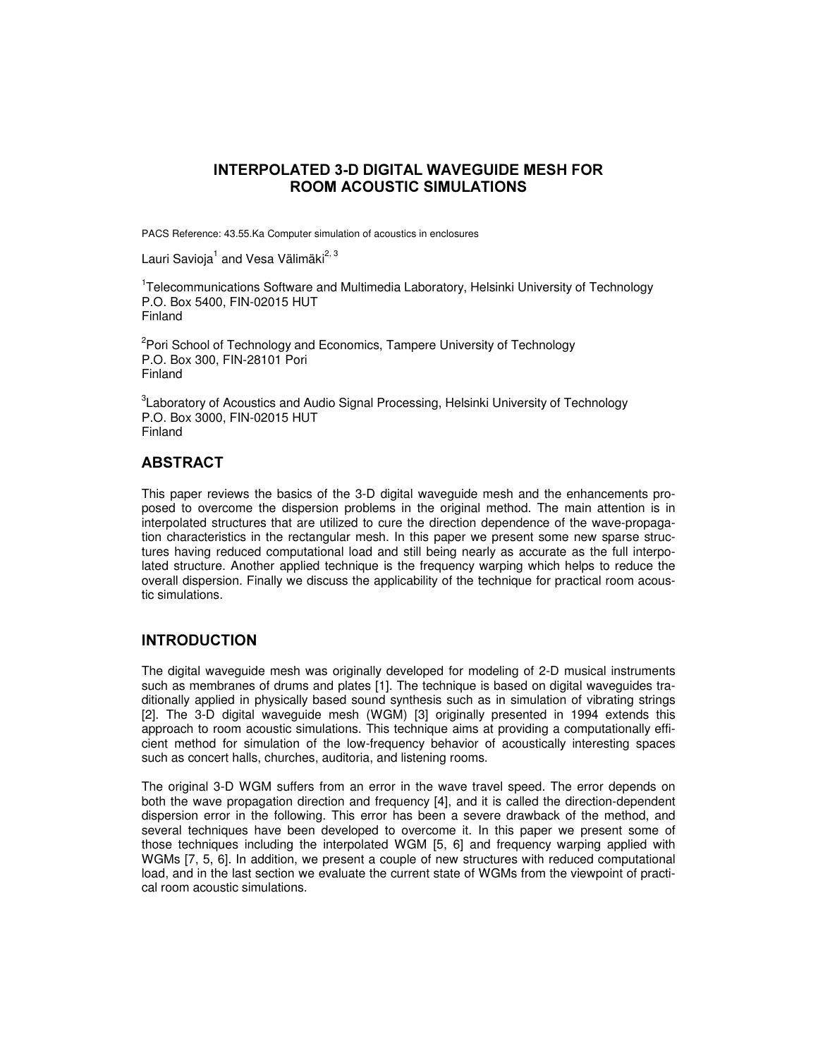# INTERPOLATED 3-D DIGITAL WAVEGUIDE MESH FOR ROOM ACOUSTIC SIMULATIONS

PACS Reference: 43.55.Ka Computer simulation of acoustics in enclosures

Lauri Savioja[1] and Vesa Välimäki[2, 3]

[1]Telecommunications Software and Multimedia Laboratory, Helsinki University of Technology
P.O. Box 5400, FIN-02015 HUT
Finland

[2]Pori School of Technology and Economics, Tampere University of Technology
P.O. Box 300, FIN-28101 Pori
Finland

[3]Laboratory of Acoustics and Audio Signal Processing, Helsinki University of Technology
P.O. Box 3000, FIN-02015 HUT
Finland

## ABSTRACT

This paper reviews the basics of the 3-D digital waveguide mesh and the enhancements proposed to overcome the dispersion problems in the original method. The main attention is in interpolated structures that are utilized to cure the direction dependence of the wave-propagation characteristics in the rectangular mesh. In this paper we present some new sparse structures having reduced computational load and still being nearly as accurate as the full interpolated structure. Another applied technique is the frequency warping which helps to reduce the overall dispersion. Finally we discuss the applicability of the technique for practical room acoustic simulations.

## INTRODUCTION

The digital waveguide mesh was originally developed for modeling of 2-D musical instruments such as membranes of drums and plates [1]. The technique is based on digital waveguides traditionally applied in physically based sound synthesis such as in simulation of vibrating strings [2]. The 3-D digital waveguide mesh (WGM) [3] originally presented in 1994 extends this approach to room acoustic simulations. This technique aims at providing a computationally efficient method for simulation of the low-frequency behavior of acoustically interesting spaces such as concert halls, churches, auditoria, and listening rooms.

The original 3-D WGM suffers from an error in the wave travel speed. The error depends on both the wave propagation direction and frequency [4], and it is called the direction-dependent dispersion error in the following. This error has been a severe drawback of the method, and several techniques have been developed to overcome it. In this paper we present some of those techniques including the interpolated WGM [5, 6] and frequency warping applied with WGMs [7, 5, 6]. In addition, we present a couple of new structures with reduced computational load, and in the last section we evaluate the current state of WGMs from the viewpoint of practical room acoustic simulations.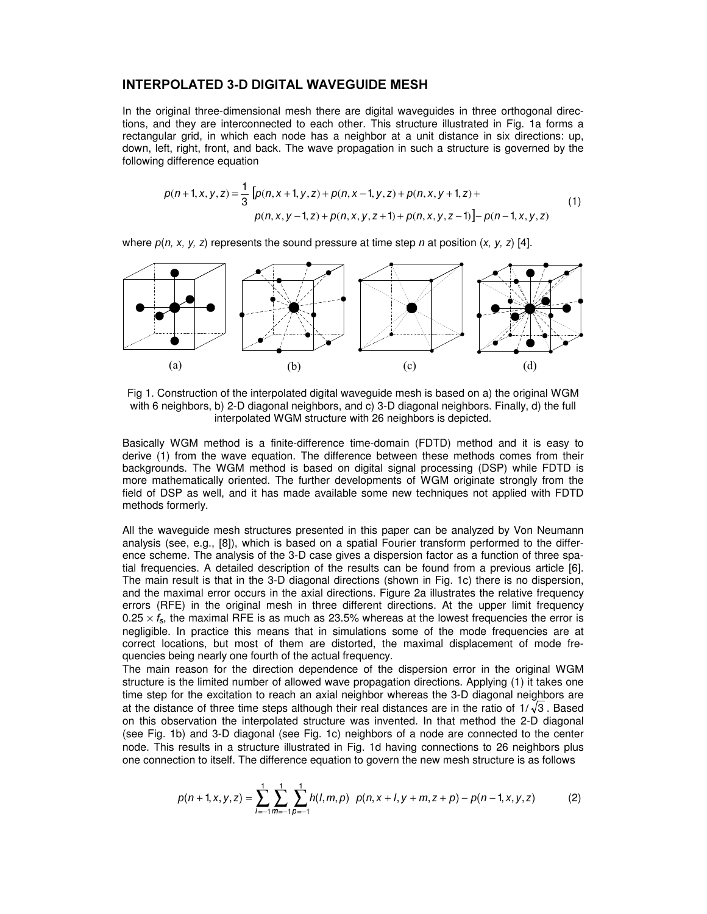## INTERPOLATED 3-D DIGITAL WAVEGUIDE MESH

In the original three-dimensional mesh there are digital waveguides in three orthogonal directions, and they are interconnected to each other. This structure illustrated in Fig. 1a forms a rectangular grid, in which each node has a neighbor at a unit distance in six directions: up, down, left, right, front, and back. The wave propagation in such a structure is governed by the following difference equation

$$p(n+1,x,y,z)=\frac{1}{3}\left[p(n,x+1,y,z)+p(n,x-1,y,z)+p(n,x,y+1,z)+\right.$$
$$\left.p(n,x,y-1,z)+p(n,x,y,z+1)+p(n,x,y,z-1)\right]-p(n-1,x,y,z) \tag{1}$$

where $p(n, x, y, z)$ represents the sound pressure at time step $n$ at position $(x, y, z)$ [4].

Fig 1. Construction of the interpolated digital waveguide mesh is based on a) the original WGM with 6 neighbors, b) 2-D diagonal neighbors, and c) 3-D diagonal neighbors. Finally, d) the full interpolated WGM structure with 26 neighbors is depicted.

Basically WGM method is a finite-difference time-domain (FDTD) method and it is easy to derive (1) from the wave equation. The difference between these methods comes from their backgrounds. The WGM method is based on digital signal processing (DSP) while FDTD is more mathematically oriented. The further developments of WGM originate strongly from the field of DSP as well, and it has made available some new techniques not applied with FDTD methods formerly.

All the waveguide mesh structures presented in this paper can be analyzed by Von Neumann analysis (see, e.g., [8]), which is based on a spatial Fourier transform performed to the difference scheme. The analysis of the 3-D case gives a dispersion factor as a function of three spatial frequencies. A detailed description of the results can be found from a previous article [6]. The main result is that in the 3-D diagonal directions (shown in Fig. 1c) there is no dispersion, and the maximal error occurs in the axial directions. Figure 2a illustrates the relative frequency errors (RFE) in the original mesh in three different directions. At the upper limit frequency $0.25 \times f_s$, the maximal RFE is as much as 23.5% whereas at the lowest frequencies the error is negligible. In practice this means that in simulations some of the mode frequencies are at correct locations, but most of them are distorted, the maximal displacement of mode frequencies being nearly one fourth of the actual frequency.

The main reason for the direction dependence of the dispersion error in the original WGM structure is the limited number of allowed wave propagation directions. Applying (1) it takes one time step for the excitation to reach an axial neighbor whereas the 3-D diagonal neighbors are at the distance of three time steps although their real distances are in the ratio of $1/\sqrt{3}$. Based on this observation the interpolated structure was invented. In that method the 2-D diagonal (see Fig. 1b) and 3-D diagonal (see Fig. 1c) neighbors of a node are connected to the center node. This results in a structure illustrated in Fig. 1d having connections to 26 neighbors plus one connection to itself. The difference equation to govern the new mesh structure is as follows

$$p(n+1,x,y,z)=\sum_{l=-1}^{1}\sum_{m=-1}^{1}\sum_{p=-1}^{1}h(l,m,p)\;\;p(n,x+l,y+m,z+p)-p(n-1,x,y,z) \tag{2}$$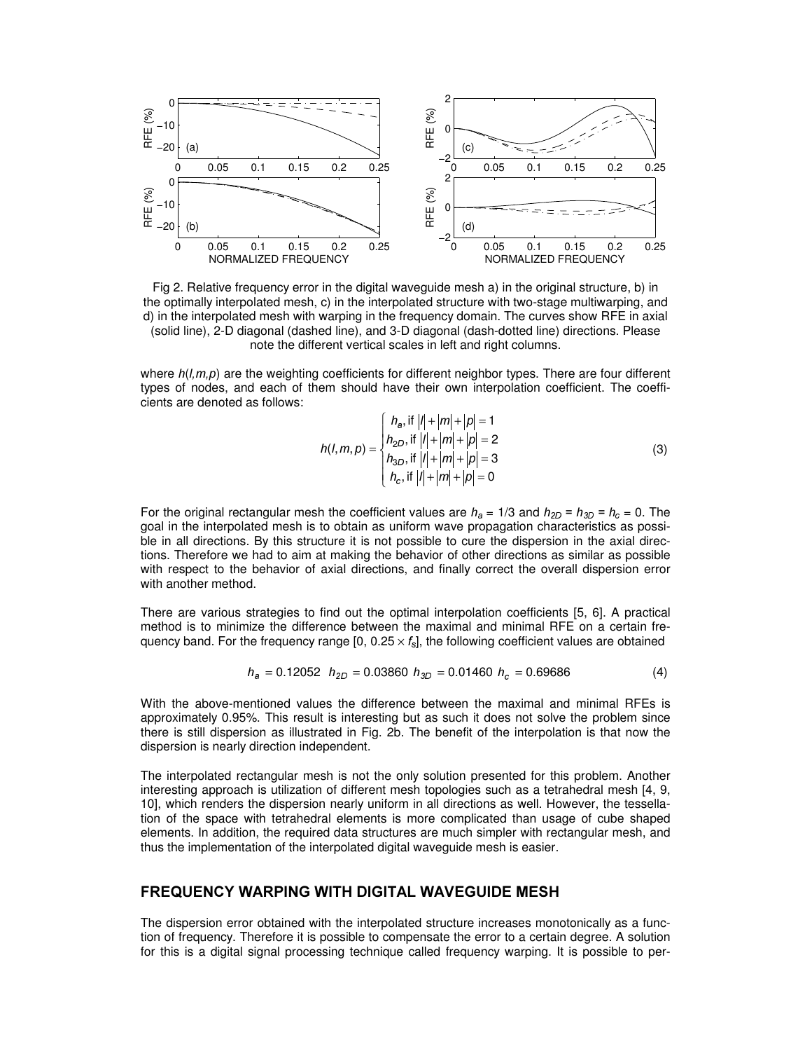Fig 2. Relative frequency error in the digital waveguide mesh a) in the original structure, b) in the optimally interpolated mesh, c) in the interpolated structure with two-stage multiwarping, and d) in the interpolated mesh with warping in the frequency domain. The curves show RFE in axial (solid line), 2-D diagonal (dashed line), and 3-D diagonal (dash-dotted line) directions. Please note the different vertical scales in left and right columns.

where $h(l,m,p)$ are the weighting coefficients for different neighbor types. There are four different types of nodes, and each of them should have their own interpolation coefficient. The coefficients are denoted as follows:

$$h(l,m,p) = \begin{cases} h_a, \text{if } |l|+|m|+|p| = 1 \\ h_{2D}, \text{if } |l|+|m|+|p| = 2 \\ h_{3D}, \text{if } |l|+|m|+|p| = 3 \\ h_c, \text{if } |l|+|m|+|p| = 0 \end{cases} \tag{3}$$

For the original rectangular mesh the coefficient values are $h_a = 1/3$ and $h_{2D} = h_{3D} = h_c = 0$. The goal in the interpolated mesh is to obtain as uniform wave propagation characteristics as possible in all directions. By this structure it is not possible to cure the dispersion in the axial directions. Therefore we had to aim at making the behavior of other directions as similar as possible with respect to the behavior of axial directions, and finally correct the overall dispersion error with another method.

There are various strategies to find out the optimal interpolation coefficients [5, 6]. A practical method is to minimize the difference between the maximal and minimal RFE on a certain frequency band. For the frequency range $[0, 0.25 \times f_s]$, the following coefficient values are obtained

$$h_a = 0.12052 \quad h_{2D} = 0.03860 \quad h_{3D} = 0.01460 \quad h_c = 0.69686 \tag{4}$$

With the above-mentioned values the difference between the maximal and minimal RFEs is approximately 0.95%. This result is interesting but as such it does not solve the problem since there is still dispersion as illustrated in Fig. 2b. The benefit of the interpolation is that now the dispersion is nearly direction independent.

The interpolated rectangular mesh is not the only solution presented for this problem. Another interesting approach is utilization of different mesh topologies such as a tetrahedral mesh [4, 9, 10], which renders the dispersion nearly uniform in all directions as well. However, the tessellation of the space with tetrahedral elements is more complicated than usage of cube shaped elements. In addition, the required data structures are much simpler with rectangular mesh, and thus the implementation of the interpolated digital waveguide mesh is easier.

## FREQUENCY WARPING WITH DIGITAL WAVEGUIDE MESH

The dispersion error obtained with the interpolated structure increases monotonically as a function of frequency. Therefore it is possible to compensate the error to a certain degree. A solution for this is a digital signal processing technique called frequency warping. It is possible to per-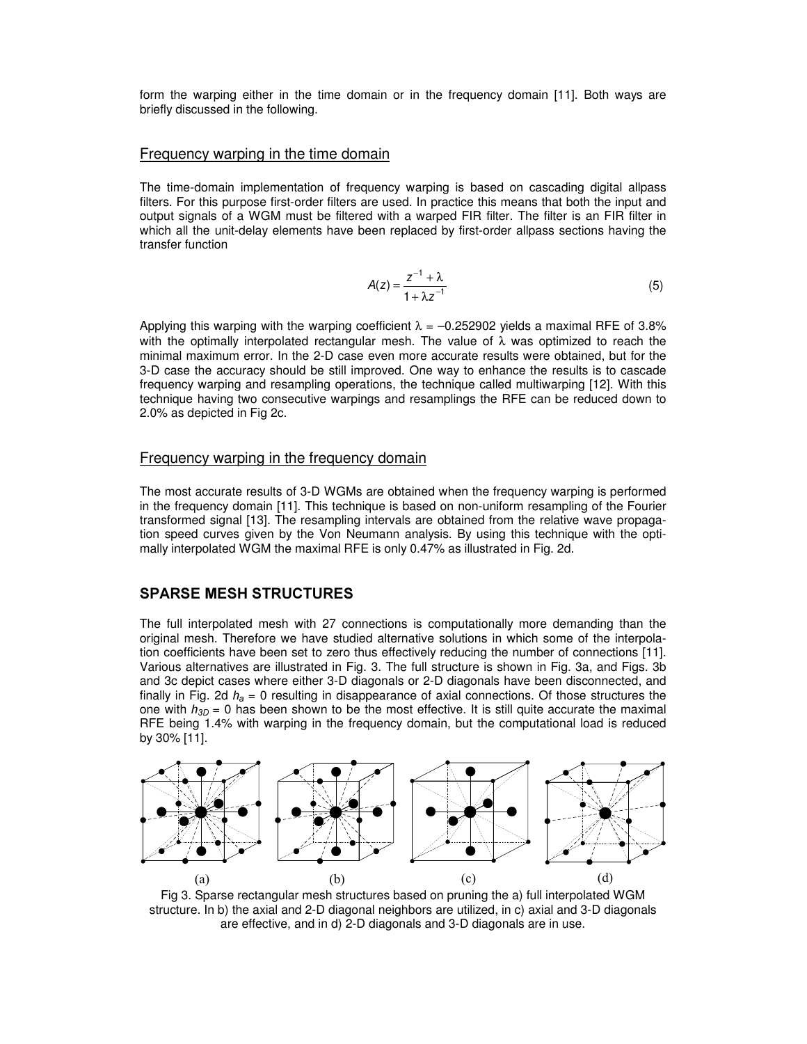form the warping either in the time domain or in the frequency domain [11]. Both ways are briefly discussed in the following.

## Frequency warping in the time domain

The time-domain implementation of frequency warping is based on cascading digital allpass filters. For this purpose first-order filters are used. In practice this means that both the input and output signals of a WGM must be filtered with a warped FIR filter. The filter is an FIR filter in which all the unit-delay elements have been replaced by first-order allpass sections having the transfer function

$$A(z) = \frac{z^{-1} + \lambda}{1 + \lambda z^{-1}} \tag{5}$$

Applying this warping with the warping coefficient $\lambda = -0.252902$ yields a maximal RFE of 3.8% with the optimally interpolated rectangular mesh. The value of $\lambda$ was optimized to reach the minimal maximum error. In the 2-D case even more accurate results were obtained, but for the 3-D case the accuracy should be still improved. One way to enhance the results is to cascade frequency warping and resampling operations, the technique called multiwarping [12]. With this technique having two consecutive warpings and resamplings the RFE can be reduced down to 2.0% as depicted in Fig 2c.

## Frequency warping in the frequency domain

The most accurate results of 3-D WGMs are obtained when the frequency warping is performed in the frequency domain [11]. This technique is based on non-uniform resampling of the Fourier transformed signal [13]. The resampling intervals are obtained from the relative wave propagation speed curves given by the Von Neumann analysis. By using this technique with the optimally interpolated WGM the maximal RFE is only 0.47% as illustrated in Fig. 2d.

# SPARSE MESH STRUCTURES

The full interpolated mesh with 27 connections is computationally more demanding than the original mesh. Therefore we have studied alternative solutions in which some of the interpolation coefficients have been set to zero thus effectively reducing the number of connections [11]. Various alternatives are illustrated in Fig. 3. The full structure is shown in Fig. 3a, and Figs. 3b and 3c depict cases where either 3-D diagonals or 2-D diagonals have been disconnected, and finally in Fig. 2d $h_a = 0$ resulting in disappearance of axial connections. Of those structures the one with $h_{3D} = 0$ has been shown to be the most effective. It is still quite accurate the maximal RFE being 1.4% with warping in the frequency domain, but the computational load is reduced by 30% [11].

(a) (b) (c) (d)

Fig 3. Sparse rectangular mesh structures based on pruning the a) full interpolated WGM structure. In b) the axial and 2-D diagonal neighbors are utilized, in c) axial and 3-D diagonals are effective, and in d) 2-D diagonals and 3-D diagonals are in use.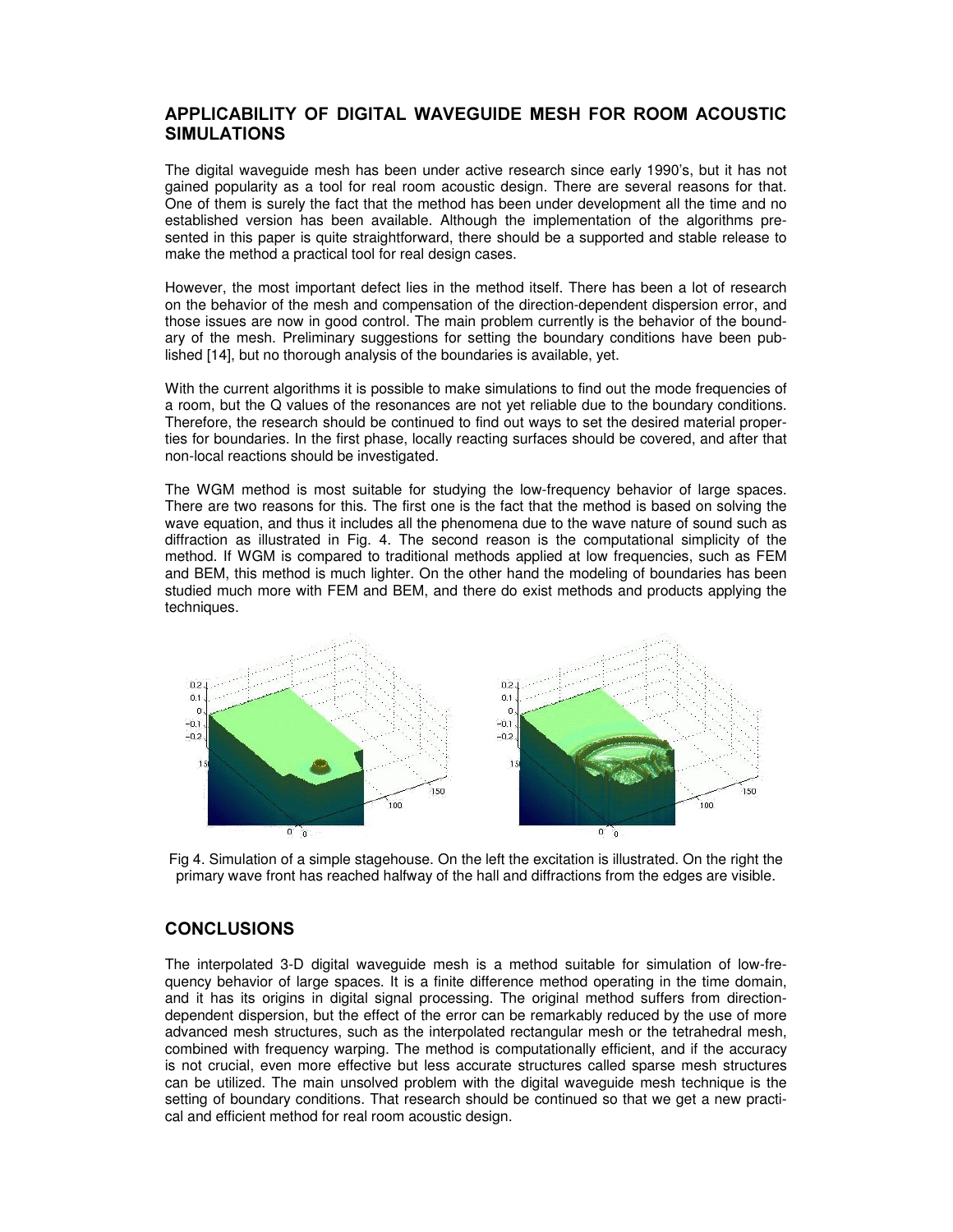## APPLICABILITY OF DIGITAL WAVEGUIDE MESH FOR ROOM ACOUSTIC SIMULATIONS

The digital waveguide mesh has been under active research since early 1990's, but it has not gained popularity as a tool for real room acoustic design. There are several reasons for that. One of them is surely the fact that the method has been under development all the time and no established version has been available. Although the implementation of the algorithms presented in this paper is quite straightforward, there should be a supported and stable release to make the method a practical tool for real design cases.

However, the most important defect lies in the method itself. There has been a lot of research on the behavior of the mesh and compensation of the direction-dependent dispersion error, and those issues are now in good control. The main problem currently is the behavior of the boundary of the mesh. Preliminary suggestions for setting the boundary conditions have been published [14], but no thorough analysis of the boundaries is available, yet.

With the current algorithms it is possible to make simulations to find out the mode frequencies of a room, but the Q values of the resonances are not yet reliable due to the boundary conditions. Therefore, the research should be continued to find out ways to set the desired material properties for boundaries. In the first phase, locally reacting surfaces should be covered, and after that non-local reactions should be investigated.

The WGM method is most suitable for studying the low-frequency behavior of large spaces. There are two reasons for this. The first one is the fact that the method is based on solving the wave equation, and thus it includes all the phenomena due to the wave nature of sound such as diffraction as illustrated in Fig. 4. The second reason is the computational simplicity of the method. If WGM is compared to traditional methods applied at low frequencies, such as FEM and BEM, this method is much lighter. On the other hand the modeling of boundaries has been studied much more with FEM and BEM, and there do exist methods and products applying the techniques.

Fig 4. Simulation of a simple stagehouse. On the left the excitation is illustrated. On the right the primary wave front has reached halfway of the hall and diffractions from the edges are visible.

## CONCLUSIONS

The interpolated 3-D digital waveguide mesh is a method suitable for simulation of low-frequency behavior of large spaces. It is a finite difference method operating in the time domain, and it has its origins in digital signal processing. The original method suffers from direction-dependent dispersion, but the effect of the error can be remarkably reduced by the use of more advanced mesh structures, such as the interpolated rectangular mesh or the tetrahedral mesh, combined with frequency warping. The method is computationally efficient, and if the accuracy is not crucial, even more effective but less accurate structures called sparse mesh structures can be utilized. The main unsolved problem with the digital waveguide mesh technique is the setting of boundary conditions. That research should be continued so that we get a new practical and efficient method for real room acoustic design.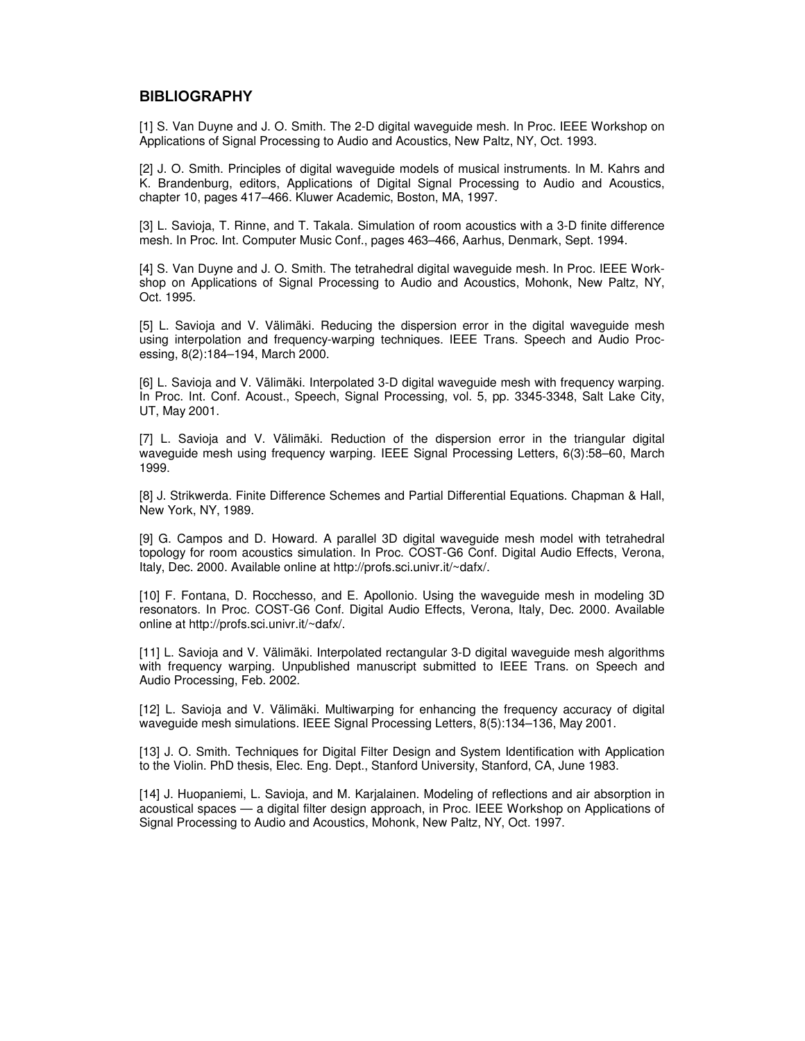## BIBLIOGRAPHY

[1] S. Van Duyne and J. O. Smith. The 2-D digital waveguide mesh. In Proc. IEEE Workshop on Applications of Signal Processing to Audio and Acoustics, New Paltz, NY, Oct. 1993.

[2] J. O. Smith. Principles of digital waveguide models of musical instruments. In M. Kahrs and K. Brandenburg, editors, Applications of Digital Signal Processing to Audio and Acoustics, chapter 10, pages 417–466. Kluwer Academic, Boston, MA, 1997.

[3] L. Savioja, T. Rinne, and T. Takala. Simulation of room acoustics with a 3-D finite difference mesh. In Proc. Int. Computer Music Conf., pages 463–466, Aarhus, Denmark, Sept. 1994.

[4] S. Van Duyne and J. O. Smith. The tetrahedral digital waveguide mesh. In Proc. IEEE Workshop on Applications of Signal Processing to Audio and Acoustics, Mohonk, New Paltz, NY, Oct. 1995.

[5] L. Savioja and V. Välimäki. Reducing the dispersion error in the digital waveguide mesh using interpolation and frequency-warping techniques. IEEE Trans. Speech and Audio Processing, 8(2):184–194, March 2000.

[6] L. Savioja and V. Välimäki. Interpolated 3-D digital waveguide mesh with frequency warping. In Proc. Int. Conf. Acoust., Speech, Signal Processing, vol. 5, pp. 3345-3348, Salt Lake City, UT, May 2001.

[7] L. Savioja and V. Välimäki. Reduction of the dispersion error in the triangular digital waveguide mesh using frequency warping. IEEE Signal Processing Letters, 6(3):58–60, March 1999.

[8] J. Strikwerda. Finite Difference Schemes and Partial Differential Equations. Chapman & Hall, New York, NY, 1989.

[9] G. Campos and D. Howard. A parallel 3D digital waveguide mesh model with tetrahedral topology for room acoustics simulation. In Proc. COST-G6 Conf. Digital Audio Effects, Verona, Italy, Dec. 2000. Available online at http://profs.sci.univr.it/~dafx/.

[10] F. Fontana, D. Rocchesso, and E. Apollonio. Using the waveguide mesh in modeling 3D resonators. In Proc. COST-G6 Conf. Digital Audio Effects, Verona, Italy, Dec. 2000. Available online at http://profs.sci.univr.it/~dafx/.

[11] L. Savioja and V. Välimäki. Interpolated rectangular 3-D digital waveguide mesh algorithms with frequency warping. Unpublished manuscript submitted to IEEE Trans. on Speech and Audio Processing, Feb. 2002.

[12] L. Savioja and V. Välimäki. Multiwarping for enhancing the frequency accuracy of digital waveguide mesh simulations. IEEE Signal Processing Letters, 8(5):134–136, May 2001.

[13] J. O. Smith. Techniques for Digital Filter Design and System Identification with Application to the Violin. PhD thesis, Elec. Eng. Dept., Stanford University, Stanford, CA, June 1983.

[14] J. Huopaniemi, L. Savioja, and M. Karjalainen. Modeling of reflections and air absorption in acoustical spaces — a digital filter design approach, in Proc. IEEE Workshop on Applications of Signal Processing to Audio and Acoustics, Mohonk, New Paltz, NY, Oct. 1997.